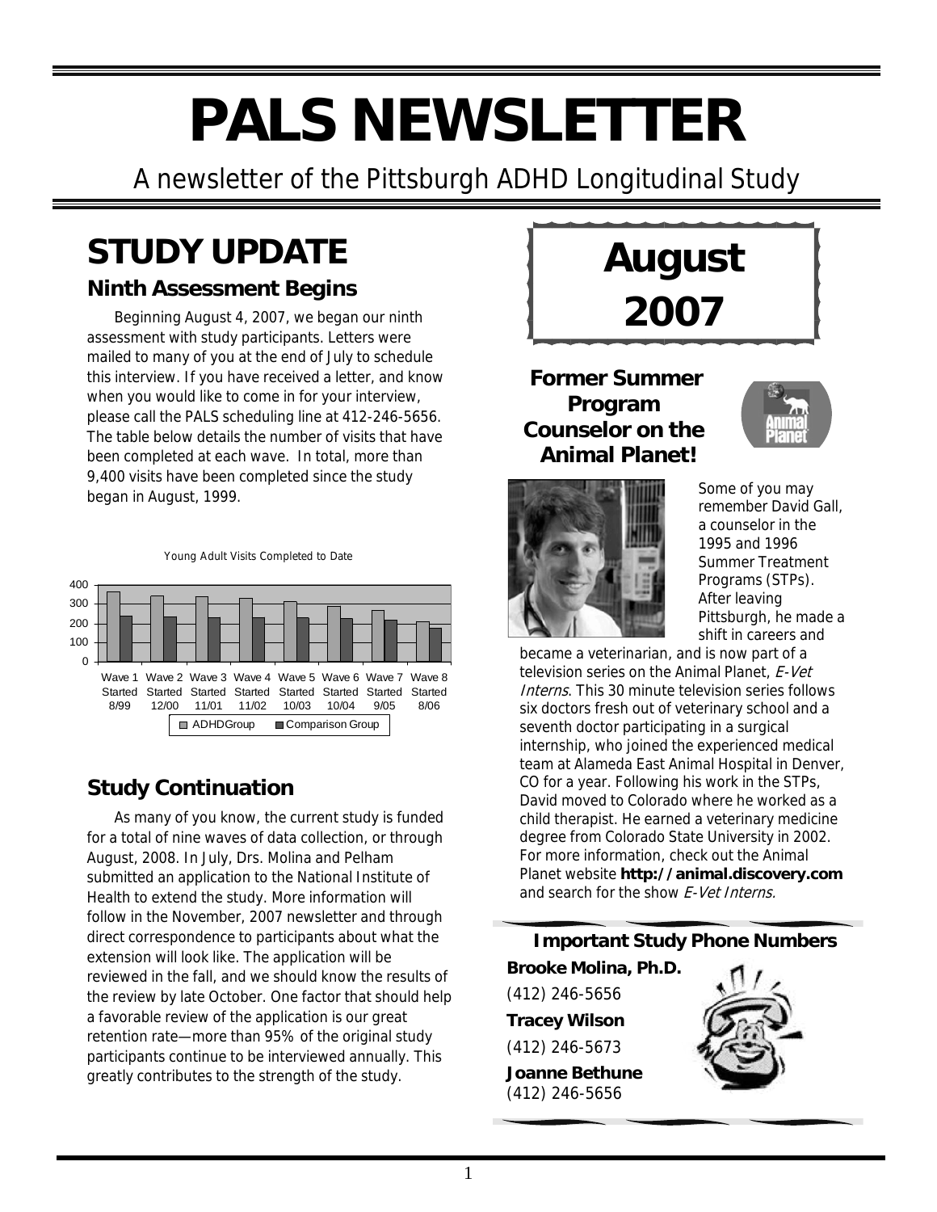# PALS NEWSLETTER

A newsletter of the Pittsburgh ADHD Longitudinal Study

# STUDY UPDATE

### Ninth Assessment Begins

Beginning August 4, 2007, we began our ninth assessment with study participants. Letters were mailed to many of you at the end of July to schedule this interview. If you have received a letter, and know when you would like to come in for your interview, please call the PALS scheduling line at 412-246-5656. The table below details the number of visits that have been completed at each wave. In total, more than 9,400 visits have been completed since the study began in August, 1999.

Young Adult Visits Completed to Date

Wave 1 Started 8/99 | Wave 2 Started 12/00 | Wave 3 Started 11/01 | Wave 4 Started 11/02 | Wave 5 Started 10/03 | Wave 6 Started 10/04 | Wave 7 Started 9/05 | Wave 8 Started 8/06

ADHDGroup | Comparison Group

## Study Continuation

As many of you know, the current study is funded for a total of nine waves of data collection, or through August, 2008. In July, Drs. Molina and Pelham submitted an application to the National Institute of Health to extend the study. More information will follow in the November, 2007 newsletter and through direct correspondence to participants about what the extension will look like. The application will be reviewed in the fall, and we should know the results of the review by late October. One factor that should help a favorable review of the application is our great retention rate—more than 95% of the original study participants continue to be interviewed annually. This greatly contributes to the strength of the study.

# August 2007

### Former Summer Program Counselor on the Animal Planet!

Some of you may remember David Gall, a counselor in the 1995 and 1996 Summer Treatment Programs (STPs). After leaving Pittsburgh, he made a shift in careers and became a veterinarian, and is now part of a television series on the Animal Planet, *E-Vet Interns*. This 30 minute television series follows six doctors fresh out of veterinary school and a seventh doctor participating in a surgical internship, who joined the experienced medical team at Alameda East Animal Hospital in Denver, CO for a year. Following his work in the STPs, David moved to Colorado where he worked as a child therapist. He earned a veterinary medicine degree from Colorado State University in 2002. For more information, check out the Animal Planet website **http://animal.discovery.com** and search for the show *E-Vet Interns*.

### Important Study Phone Numbers

**Brooke Molina, Ph.D.**
(412) 246-5656

**Tracey Wilson**
(412) 246-5673

**Joanne Bethune**
(412) 246-5656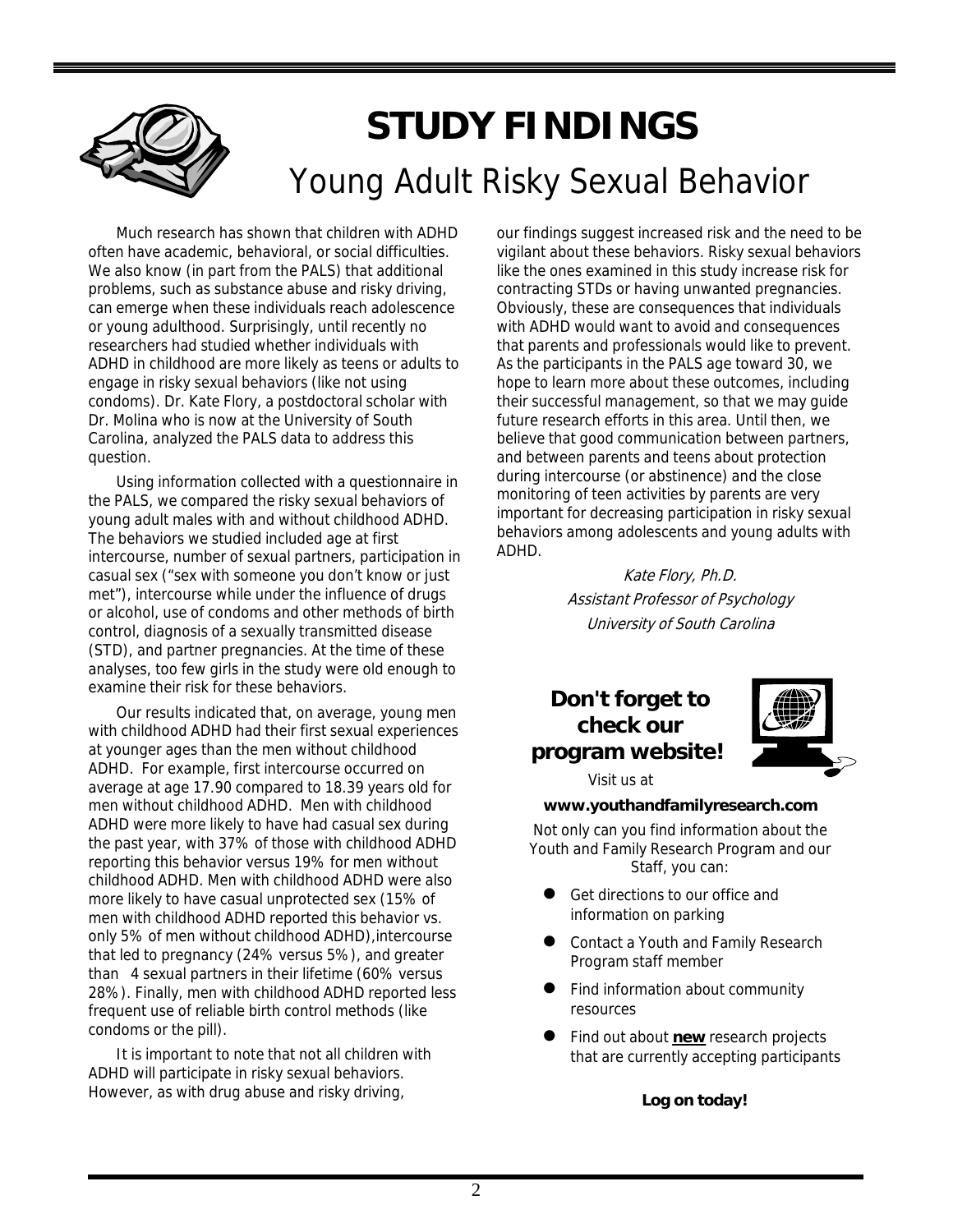# STUDY FINDINGS

## Young Adult Risky Sexual Behavior

Much research has shown that children with ADHD often have academic, behavioral, or social difficulties. We also know (in part from the PALS) that additional problems, such as substance abuse and risky driving, can emerge when these individuals reach adolescence or young adulthood. Surprisingly, until recently no researchers had studied whether individuals with ADHD in childhood are more likely as teens or adults to engage in risky sexual behaviors (like not using condoms). Dr. Kate Flory, a postdoctoral scholar with Dr. Molina who is now at the University of South Carolina, analyzed the PALS data to address this question.

Using information collected with a questionnaire in the PALS, we compared the risky sexual behaviors of young adult males with and without childhood ADHD. The behaviors we studied included age at first intercourse, number of sexual partners, participation in casual sex ("sex with someone you don't know or just met"), intercourse while under the influence of drugs or alcohol, use of condoms and other methods of birth control, diagnosis of a sexually transmitted disease (STD), and partner pregnancies. At the time of these analyses, too few girls in the study were old enough to examine their risk for these behaviors.

Our results indicated that, on average, young men with childhood ADHD had their first sexual experiences at younger ages than the men without childhood ADHD. For example, first intercourse occurred on average at age 17.90 compared to 18.39 years old for men without childhood ADHD. Men with childhood ADHD were more likely to have had casual sex during the past year, with 37% of those with childhood ADHD reporting this behavior versus 19% for men without childhood ADHD. Men with childhood ADHD were also more likely to have casual unprotected sex (15% of men with childhood ADHD reported this behavior vs. only 5% of men without childhood ADHD), intercourse that led to pregnancy (24% versus 5%), and greater than 4 sexual partners in their lifetime (60% versus 28%). Finally, men with childhood ADHD reported less frequent use of reliable birth control methods (like condoms or the pill).

It is important to note that not all children with ADHD will participate in risky sexual behaviors. However, as with drug abuse and risky driving, our findings suggest increased risk and the need to be vigilant about these behaviors. Risky sexual behaviors like the ones examined in this study increase risk for contracting STDs or having unwanted pregnancies. Obviously, these are consequences that individuals with ADHD would want to avoid and consequences that parents and professionals would like to prevent. As the participants in the PALS age toward 30, we hope to learn more about these outcomes, including their successful management, so that we may guide future research efforts in this area. Until then, we believe that good communication between partners, and between parents and teens about protection during intercourse (or abstinence) and the close monitoring of teen activities by parents are very important for decreasing participation in risky sexual behaviors among adolescents and young adults with ADHD.

*Kate Flory, Ph.D.*
*Assistant Professor of Psychology*
*University of South Carolina*

### Don't forget to check our program website!

Visit us at

**www.youthandfamilyresearch.com**

Not only can you find information about the Youth and Family Research Program and our Staff, you can:

- Get directions to our office and information on parking
- Contact a Youth and Family Research Program staff member
- Find information about community resources
- Find out about **new** research projects that are currently accepting participants

**Log on today!**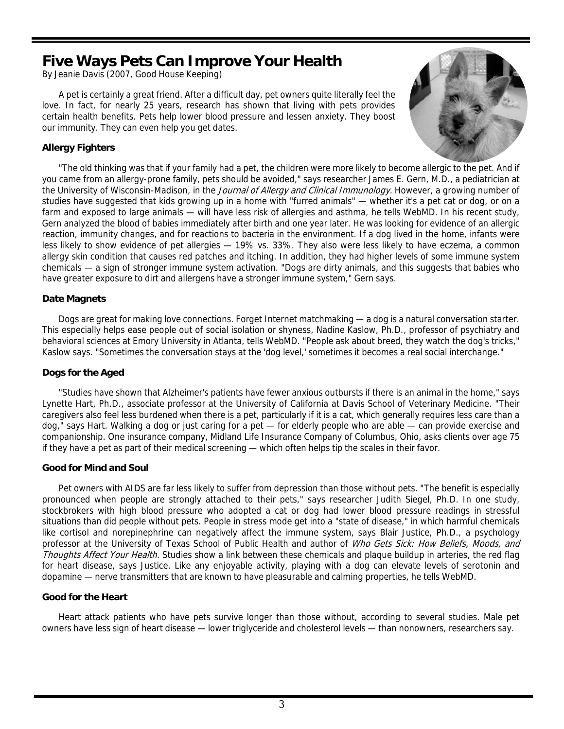# Five Ways Pets Can Improve Your Health

By Jeanie Davis (2007, Good House Keeping)

A pet is certainly a great friend. After a difficult day, pet owners quite literally feel the love. In fact, for nearly 25 years, research has shown that living with pets provides certain health benefits. Pets help lower blood pressure and lessen anxiety. They boost our immunity. They can even help you get dates.

**Allergy Fighters**

"The old thinking was that if your family had a pet, the children were more likely to become allergic to the pet. And if you came from an allergy-prone family, pets should be avoided," says researcher James E. Gern, M.D., a pediatrician at the University of Wisconsin-Madison, in the *Journal of Allergy and Clinical Immunology.* However, a growing number of studies have suggested that kids growing up in a home with "furred animals" — whether it's a pet cat or dog, or on a farm and exposed to large animals — will have less risk of allergies and asthma, he tells WebMD. In his recent study, Gern analyzed the blood of babies immediately after birth and one year later. He was looking for evidence of an allergic reaction, immunity changes, and for reactions to bacteria in the environment. If a dog lived in the home, infants were less likely to show evidence of pet allergies — 19% vs. 33%. They also were less likely to have eczema, a common allergy skin condition that causes red patches and itching. In addition, they had higher levels of some immune system chemicals — a sign of stronger immune system activation. "Dogs are dirty animals, and this suggests that babies who have greater exposure to dirt and allergens have a stronger immune system," Gern says.

**Date Magnets**

Dogs are great for making love connections. Forget Internet matchmaking — a dog is a natural conversation starter. This especially helps ease people out of social isolation or shyness, Nadine Kaslow, Ph.D., professor of psychiatry and behavioral sciences at Emory University in Atlanta, tells WebMD. "People ask about breed, they watch the dog's tricks," Kaslow says. "Sometimes the conversation stays at the 'dog level,' sometimes it becomes a real social interchange."

**Dogs for the Aged**

"Studies have shown that Alzheimer's patients have fewer anxious outbursts if there is an animal in the home," says Lynette Hart, Ph.D., associate professor at the University of California at Davis School of Veterinary Medicine. "Their caregivers also feel less burdened when there is a pet, particularly if it is a cat, which generally requires less care than a dog," says Hart. Walking a dog or just caring for a pet — for elderly people who are able — can provide exercise and companionship. One insurance company, Midland Life Insurance Company of Columbus, Ohio, asks clients over age 75 if they have a pet as part of their medical screening — which often helps tip the scales in their favor.

**Good for Mind and Soul**

Pet owners with AIDS are far less likely to suffer from depression than those without pets. "The benefit is especially pronounced when people are strongly attached to their pets," says researcher Judith Siegel, Ph.D. In one study, stockbrokers with high blood pressure who adopted a cat or dog had lower blood pressure readings in stressful situations than did people without pets. People in stress mode get into a "state of disease," in which harmful chemicals like cortisol and norepinephrine can negatively affect the immune system, says Blair Justice, Ph.D., a psychology professor at the University of Texas School of Public Health and author of *Who Gets Sick: How Beliefs, Moods, and Thoughts Affect Your Health.* Studies show a link between these chemicals and plaque buildup in arteries, the red flag for heart disease, says Justice. Like any enjoyable activity, playing with a dog can elevate levels of serotonin and dopamine — nerve transmitters that are known to have pleasurable and calming properties, he tells WebMD.

**Good for the Heart**

Heart attack patients who have pets survive longer than those without, according to several studies. Male pet owners have less sign of heart disease — lower triglyceride and cholesterol levels — than nonowners, researchers say.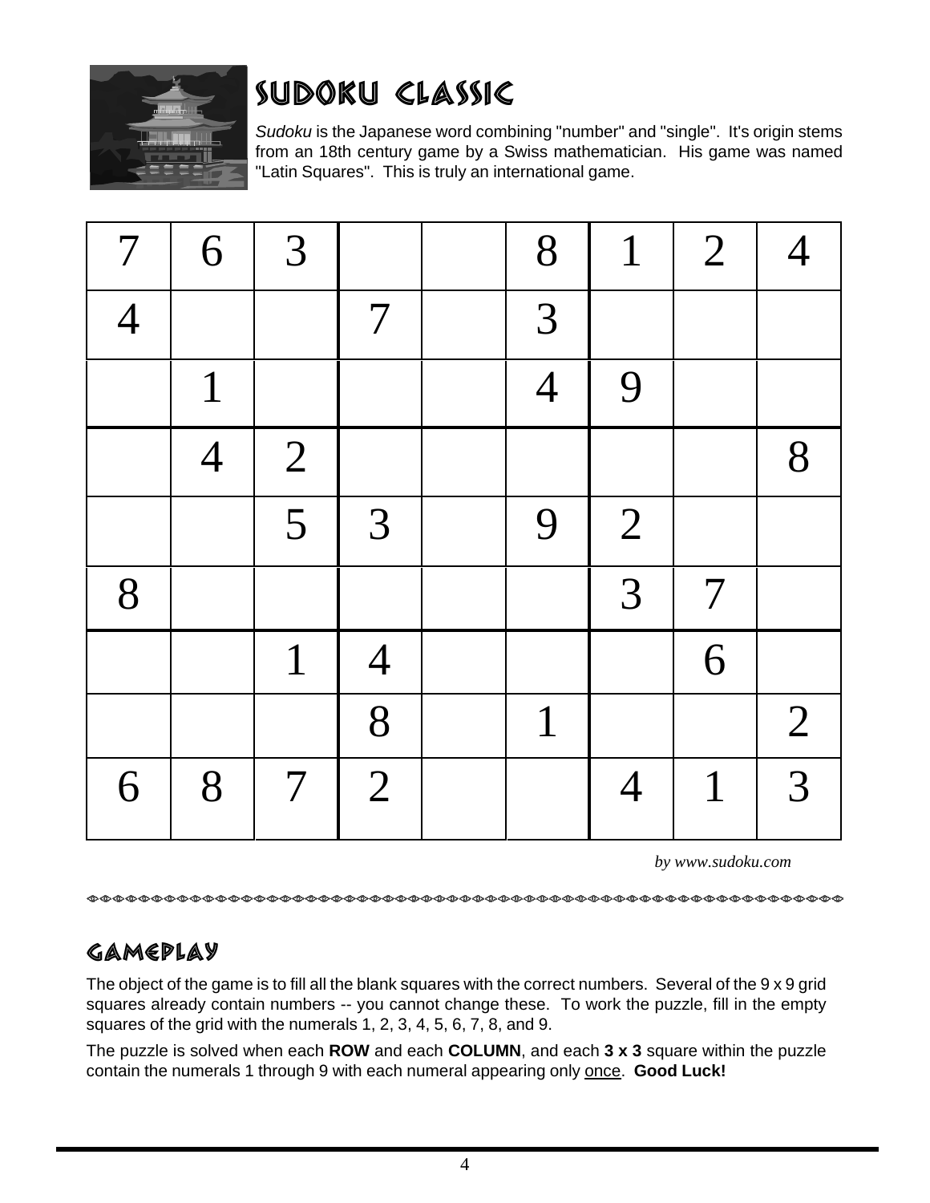# SUDOKU CLASSIC

*Sudoku* is the Japanese word combining "number" and "single". It's origin stems from an 18th century game by a Swiss mathematician. His game was named "Latin Squares". This is truly an international game.

| | | | | | | | | |
|---|---|---|---|---|---|---|---|---|
| 7 | 6 | 3 | | | 8 | 1 | 2 | 4 |
| 4 | | | 7 | | 3 | | | |
| | 1 | | | | 4 | 9 | | |
| | 4 | 2 | | | | | | 8 |
| | | 5 | 3 | | 9 | 2 | | |
| 8 | | | | | | 3 | 7 | |
| | | 1 | 4 | | | | 6 | |
| | | | 8 | | 1 | | | 2 |
| 6 | 8 | 7 | 2 | | | 4 | 1 | 3 |

*by www.sudoku.com*

## GAMEPLAY

The object of the game is to fill all the blank squares with the correct numbers. Several of the 9 x 9 grid squares already contain numbers -- you cannot change these. To work the puzzle, fill in the empty squares of the grid with the numerals 1, 2, 3, 4, 5, 6, 7, 8, and 9.

The puzzle is solved when each **ROW** and each **COLUMN**, and each **3 x 3** square within the puzzle contain the numerals 1 through 9 with each numeral appearing only once. **Good Luck!**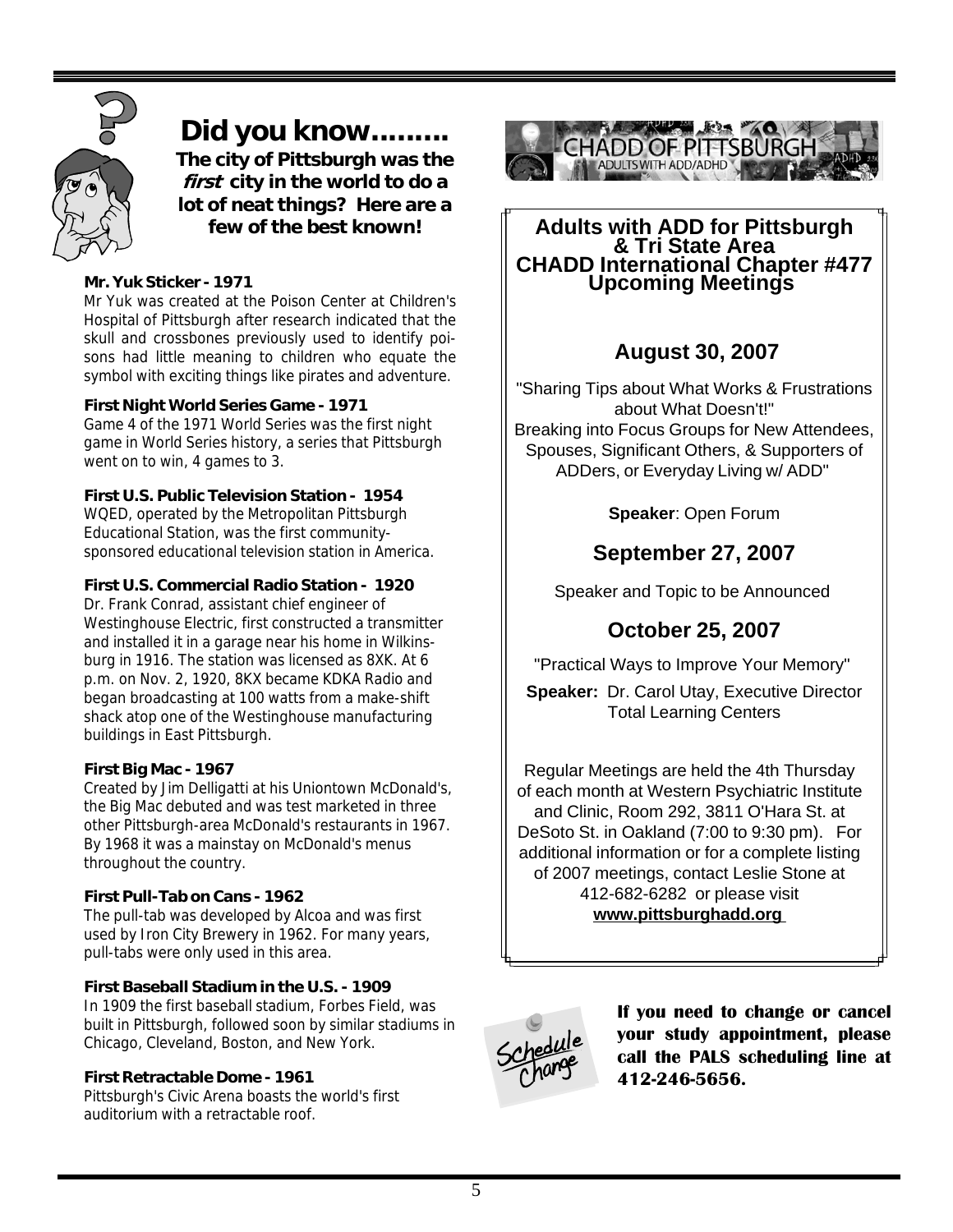# Did you know.........

**The city of Pittsburgh was the *first* city in the world to do a lot of neat things? Here are a few of the best known!**

**Mr. Yuk Sticker - 1971**

Mr Yuk was created at the Poison Center at Children's Hospital of Pittsburgh after research indicated that the skull and crossbones previously used to identify poisons had little meaning to children who equate the symbol with exciting things like pirates and adventure.

**First Night World Series Game - 1971**

Game 4 of the 1971 World Series was the first night game in World Series history, a series that Pittsburgh went on to win, 4 games to 3.

**First U.S. Public Television Station - 1954**

WQED, operated by the Metropolitan Pittsburgh Educational Station, was the first community-sponsored educational television station in America.

**First U.S. Commercial Radio Station - 1920**

Dr. Frank Conrad, assistant chief engineer of Westinghouse Electric, first constructed a transmitter and installed it in a garage near his home in Wilkinsburg in 1916. The station was licensed as 8XK. At 6 p.m. on Nov. 2, 1920, 8KX became KDKA Radio and began broadcasting at 100 watts from a make-shift shack atop one of the Westinghouse manufacturing buildings in East Pittsburgh.

**First Big Mac - 1967**

Created by Jim Delligatti at his Uniontown McDonald's, the Big Mac debuted and was test marketed in three other Pittsburgh-area McDonald's restaurants in 1967. By 1968 it was a mainstay on McDonald's menus throughout the country.

**First Pull-Tab on Cans - 1962**

The pull-tab was developed by Alcoa and was first used by Iron City Brewery in 1962. For many years, pull-tabs were only used in this area.

**First Baseball Stadium in the U.S. - 1909**

In 1909 the first baseball stadium, Forbes Field, was built in Pittsburgh, followed soon by similar stadiums in Chicago, Cleveland, Boston, and New York.

**First Retractable Dome - 1961**

Pittsburgh's Civic Arena boasts the world's first auditorium with a retractable roof.

CHADD OF PITTSBURGH
ADULTS WITH ADD/ADHD

## Adults with ADD for Pittsburgh & Tri State Area CHADD International Chapter #477 Upcoming Meetings

### August 30, 2007

"Sharing Tips about What Works & Frustrations about What Doesn't!"
Breaking into Focus Groups for New Attendees, Spouses, Significant Others, & Supporters of ADDers, or Everyday Living w/ ADD"

**Speaker**: Open Forum

### September 27, 2007

Speaker and Topic to be Announced

### October 25, 2007

"Practical Ways to Improve Your Memory"

**Speaker:** Dr. Carol Utay, Executive Director Total Learning Centers

Regular Meetings are held the 4th Thursday of each month at Western Psychiatric Institute and Clinic, Room 292, 3811 O'Hara St. at DeSoto St. in Oakland (7:00 to 9:30 pm). For additional information or for a complete listing of 2007 meetings, contact Leslie Stone at 412-682-6282 or please visit **www.pittsburghadd.org**

Schedule Change

**If you need to change or cancel your study appointment, please call the PALS scheduling line at 412-246-5656.**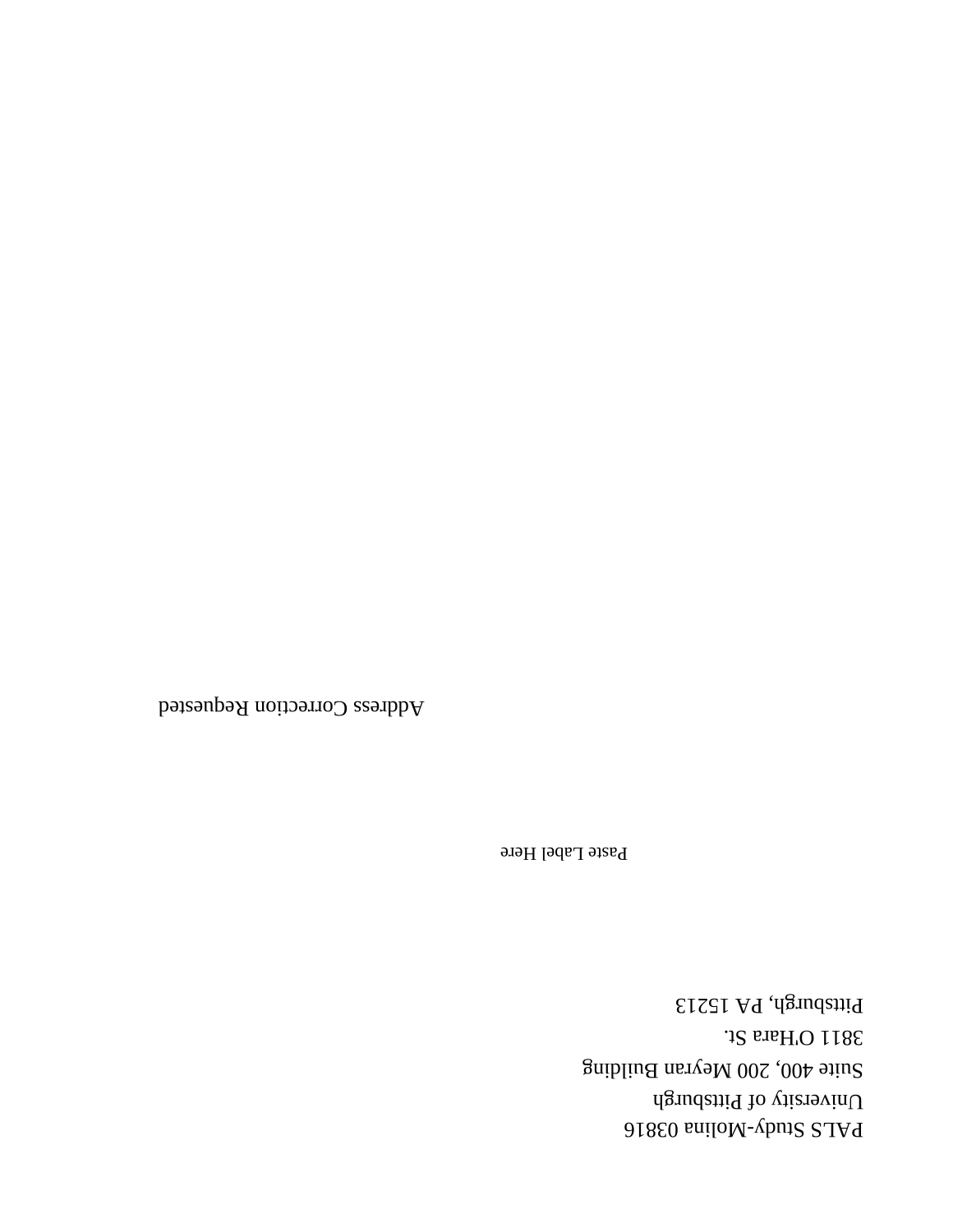PALS Study-Molina 03816
University of Pittsburgh
Suite 400, 200 Meyran Building
3811 O'Hara St.
Pittsburgh, PA 15213

Paste Label Here

Address Correction Requested